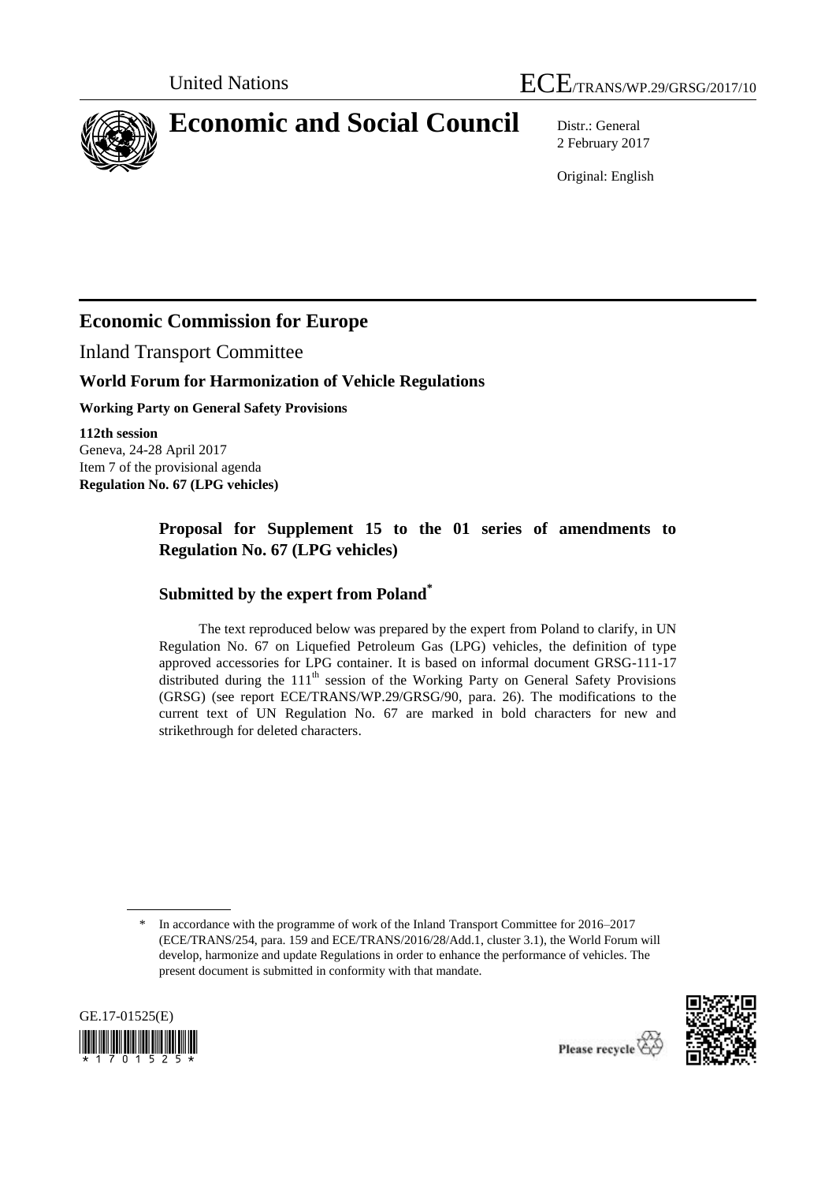United Nations ECE/TRANS/WP.29/GRSG/2017/10

# Economic and Social Council

Distr.: General
2 February 2017

Original: English

## Economic Commission for Europe

Inland Transport Committee

### World Forum for Harmonization of Vehicle Regulations

**Working Party on General Safety Provisions**

**112th session**
Geneva, 24-28 April 2017
Item 7 of the provisional agenda
**Regulation No. 67 (LPG vehicles)**

### Proposal for Supplement 15 to the 01 series of amendments to Regulation No. 67 (LPG vehicles)

### Submitted by the expert from Poland*

The text reproduced below was prepared by the expert from Poland to clarify, in UN Regulation No. 67 on Liquefied Petroleum Gas (LPG) vehicles, the definition of type approved accessories for LPG container. It is based on informal document GRSG-111-17 distributed during the 111th session of the Working Party on General Safety Provisions (GRSG) (see report ECE/TRANS/WP.29/GRSG/90, para. 26). The modifications to the current text of UN Regulation No. 67 are marked in bold characters for new and strikethrough for deleted characters.

\* In accordance with the programme of work of the Inland Transport Committee for 2016–2017 (ECE/TRANS/254, para. 159 and ECE/TRANS/2016/28/Add.1, cluster 3.1), the World Forum will develop, harmonize and update Regulations in order to enhance the performance of vehicles. The present document is submitted in conformity with that mandate.

GE.17-01525(E)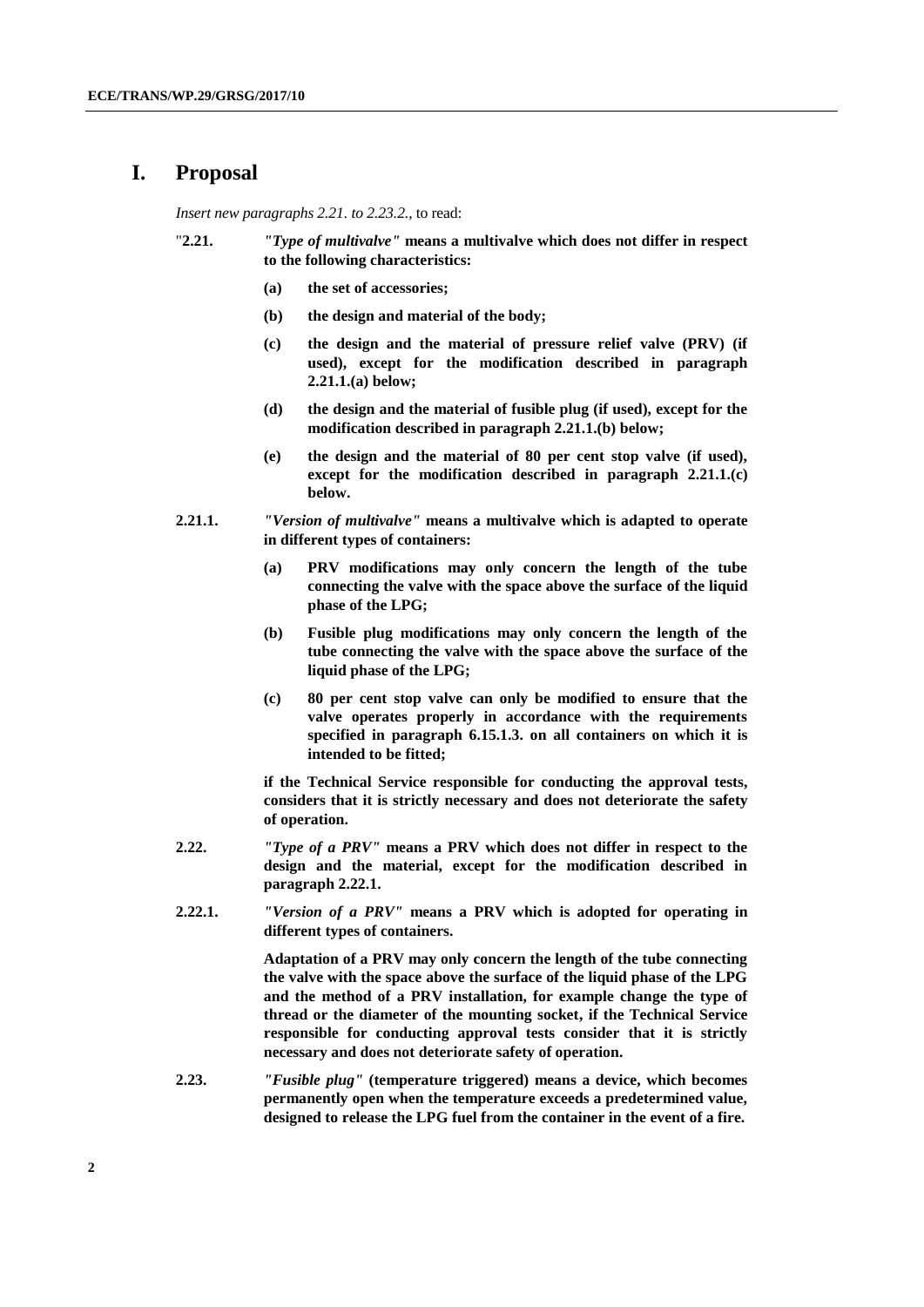# I. Proposal

*Insert new paragraphs 2.21. to 2.23.2.*, to read:

"**2.21.** ***"Type of multivalve"* means a multivalve which does not differ in respect to the following characteristics:**

**(a) the set of accessories;**

**(b) the design and material of the body;**

**(c) the design and the material of pressure relief valve (PRV) (if used), except for the modification described in paragraph 2.21.1.(a) below;**

**(d) the design and the material of fusible plug (if used), except for the modification described in paragraph 2.21.1.(b) below;**

**(e) the design and the material of 80 per cent stop valve (if used), except for the modification described in paragraph 2.21.1.(c) below.**

**2.21.1.** ***"Version of multivalve"* means a multivalve which is adapted to operate in different types of containers:**

**(a) PRV modifications may only concern the length of the tube connecting the valve with the space above the surface of the liquid phase of the LPG;**

**(b) Fusible plug modifications may only concern the length of the tube connecting the valve with the space above the surface of the liquid phase of the LPG;**

**(c) 80 per cent stop valve can only be modified to ensure that the valve operates properly in accordance with the requirements specified in paragraph 6.15.1.3. on all containers on which it is intended to be fitted;**

**if the Technical Service responsible for conducting the approval tests, considers that it is strictly necessary and does not deteriorate the safety of operation.**

**2.22.** ***"Type of a PRV"* means a PRV which does not differ in respect to the design and the material, except for the modification described in paragraph 2.22.1.**

**2.22.1.** ***"Version of a PRV"* means a PRV which is adopted for operating in different types of containers.**

**Adaptation of a PRV may only concern the length of the tube connecting the valve with the space above the surface of the liquid phase of the LPG and the method of a PRV installation, for example change the type of thread or the diameter of the mounting socket, if the Technical Service responsible for conducting approval tests consider that it is strictly necessary and does not deteriorate safety of operation.**

**2.23.** ***"Fusible plug"* (temperature triggered) means a device, which becomes permanently open when the temperature exceeds a predetermined value, designed to release the LPG fuel from the container in the event of a fire.**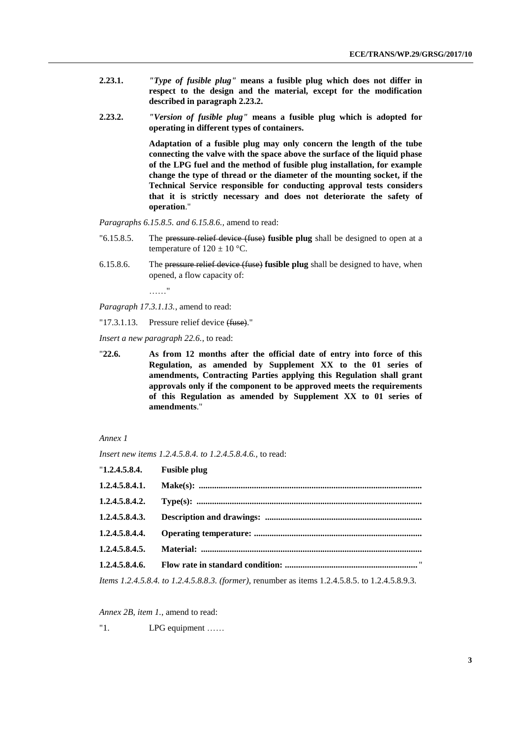**2.23.1.** ***"Type of fusible plug"* means a fusible plug which does not differ in respect to the design and the material, except for the modification described in paragraph 2.23.2.**

**2.23.2.** ***"Version of fusible plug"* means a fusible plug which is adopted for operating in different types of containers.**

**Adaptation of a fusible plug may only concern the length of the tube connecting the valve with the space above the surface of the liquid phase of the LPG fuel and the method of fusible plug installation, for example change the type of thread or the diameter of the mounting socket, if the Technical Service responsible for conducting approval tests considers that it is strictly necessary and does not deteriorate the safety of operation**."

*Paragraphs 6.15.8.5. and 6.15.8.6.*, amend to read:

"6.15.8.5. The ~~pressure relief device (fuse)~~ **fusible plug** shall be designed to open at a temperature of $120 \pm 10$ °C.

6.15.8.6. The ~~pressure relief device (fuse)~~ **fusible plug** shall be designed to have, when opened, a flow capacity of:

……"

*Paragraph 17.3.1.13.*, amend to read:

"17.3.1.13. Pressure relief device ~~(fuse)~~."

*Insert a new paragraph 22.6.*, to read:

"**22.6. As from 12 months after the official date of entry into force of this Regulation, as amended by Supplement XX to the 01 series of amendments, Contracting Parties applying this Regulation shall grant approvals only if the component to be approved meets the requirements of this Regulation as amended by Supplement XX to 01 series of amendments**."

*Annex 1*

*Insert new items 1.2.4.5.8.4. to 1.2.4.5.8.4.6.*, to read:

"**1.2.4.5.8.4. Fusible plug**

**1.2.4.5.8.4.1. Make(s): ...................................................................................................**

**1.2.4.5.8.4.2. Type(s): ....................................................................................................**

**1.2.4.5.8.4.3. Description and drawings: .....................................................................**

**1.2.4.5.8.4.4. Operating temperature: ...........................................................................**

**1.2.4.5.8.4.5. Material: ..................................................................................................**

**1.2.4.5.8.4.6. Flow rate in standard condition: ...........................................................**"

*Items 1.2.4.5.8.4. to 1.2.4.5.8.8.3. (former)*, renumber as items 1.2.4.5.8.5. to 1.2.4.5.8.9.3.

*Annex 2B, item 1.*, amend to read:

"1. LPG equipment ……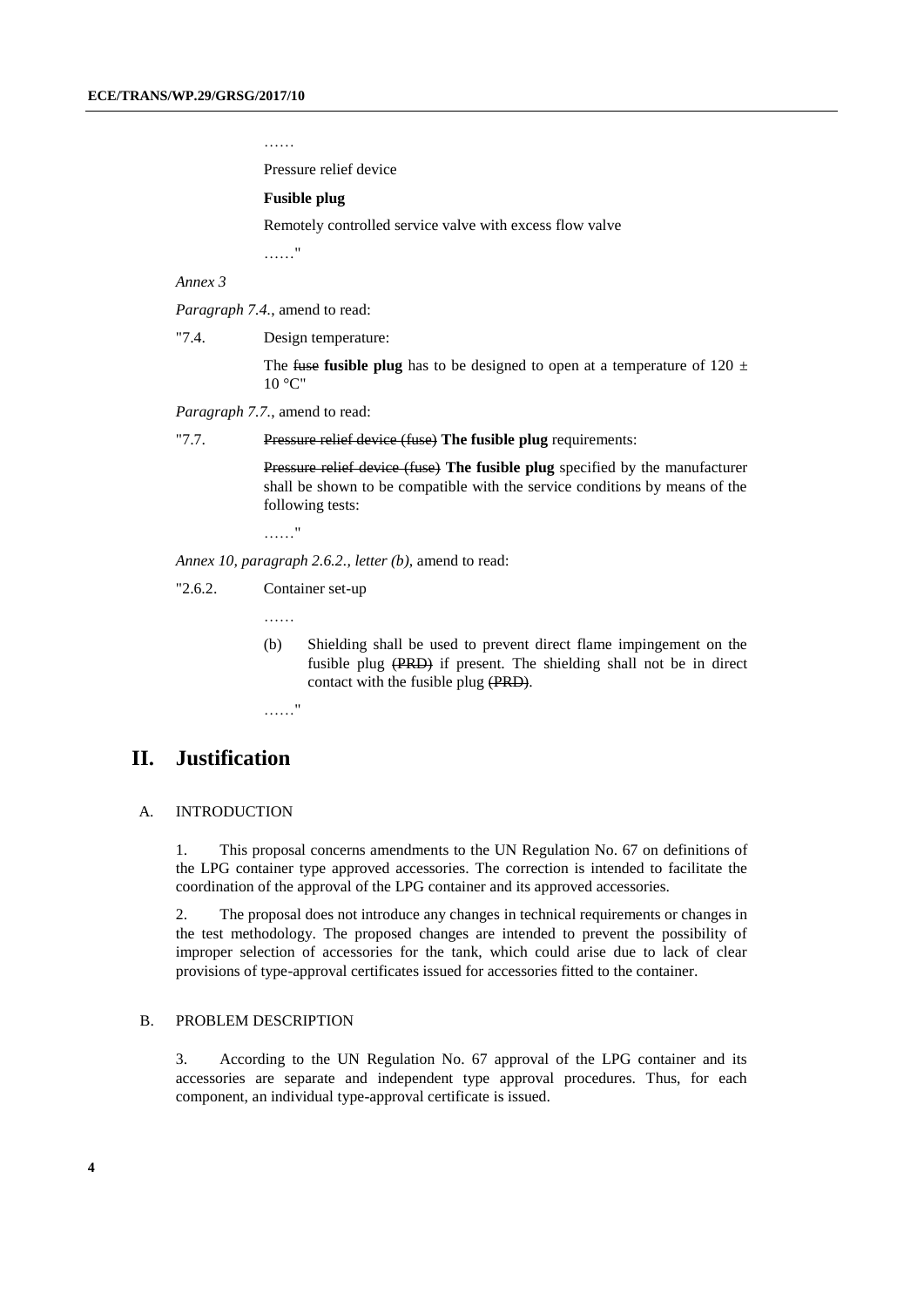……

Pressure relief device

**Fusible plug**

Remotely controlled service valve with excess flow valve

……"

*Annex 3*

*Paragraph 7.4.*, amend to read:

"7.4. Design temperature:

The ~~fuse~~ **fusible plug** has to be designed to open at a temperature of 120 ± 10 °C"

*Paragraph 7.7.*, amend to read:

"7.7. ~~Pressure relief device (fuse)~~ **The fusible plug** requirements:

~~Pressure relief device (fuse)~~ **The fusible plug** specified by the manufacturer shall be shown to be compatible with the service conditions by means of the following tests:

……"

*Annex 10, paragraph 2.6.2., letter (b)*, amend to read:

"2.6.2. Container set-up

……

(b) Shielding shall be used to prevent direct flame impingement on the fusible plug ~~(PRD)~~ if present. The shielding shall not be in direct contact with the fusible plug ~~(PRD)~~.

……"

# II. Justification

A. INTRODUCTION

1. This proposal concerns amendments to the UN Regulation No. 67 on definitions of the LPG container type approved accessories. The correction is intended to facilitate the coordination of the approval of the LPG container and its approved accessories.

2. The proposal does not introduce any changes in technical requirements or changes in the test methodology. The proposed changes are intended to prevent the possibility of improper selection of accessories for the tank, which could arise due to lack of clear provisions of type-approval certificates issued for accessories fitted to the container.

B. PROBLEM DESCRIPTION

3. According to the UN Regulation No. 67 approval of the LPG container and its accessories are separate and independent type approval procedures. Thus, for each component, an individual type-approval certificate is issued.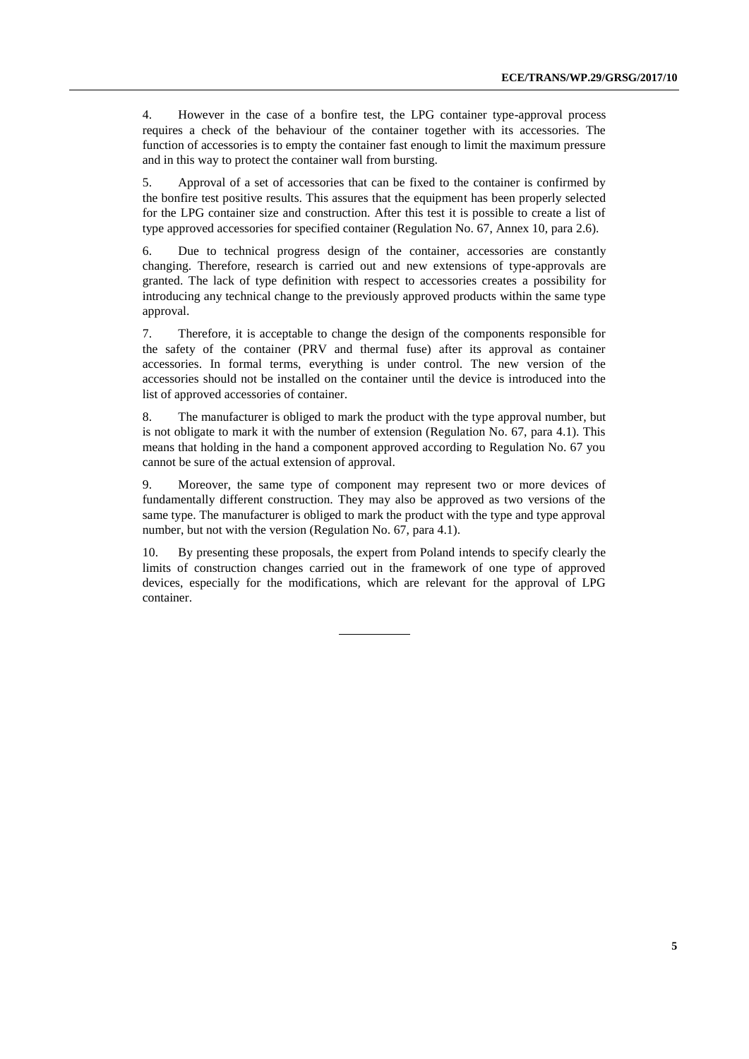4. However in the case of a bonfire test, the LPG container type-approval process requires a check of the behaviour of the container together with its accessories. The function of accessories is to empty the container fast enough to limit the maximum pressure and in this way to protect the container wall from bursting.

5. Approval of a set of accessories that can be fixed to the container is confirmed by the bonfire test positive results. This assures that the equipment has been properly selected for the LPG container size and construction. After this test it is possible to create a list of type approved accessories for specified container (Regulation No. 67, Annex 10, para 2.6).

6. Due to technical progress design of the container, accessories are constantly changing. Therefore, research is carried out and new extensions of type-approvals are granted. The lack of type definition with respect to accessories creates a possibility for introducing any technical change to the previously approved products within the same type approval.

7. Therefore, it is acceptable to change the design of the components responsible for the safety of the container (PRV and thermal fuse) after its approval as container accessories. In formal terms, everything is under control. The new version of the accessories should not be installed on the container until the device is introduced into the list of approved accessories of container.

8. The manufacturer is obliged to mark the product with the type approval number, but is not obligate to mark it with the number of extension (Regulation No. 67, para 4.1). This means that holding in the hand a component approved according to Regulation No. 67 you cannot be sure of the actual extension of approval.

9. Moreover, the same type of component may represent two or more devices of fundamentally different construction. They may also be approved as two versions of the same type. The manufacturer is obliged to mark the product with the type and type approval number, but not with the version (Regulation No. 67, para 4.1).

10. By presenting these proposals, the expert from Poland intends to specify clearly the limits of construction changes carried out in the framework of one type of approved devices, especially for the modifications, which are relevant for the approval of LPG container.